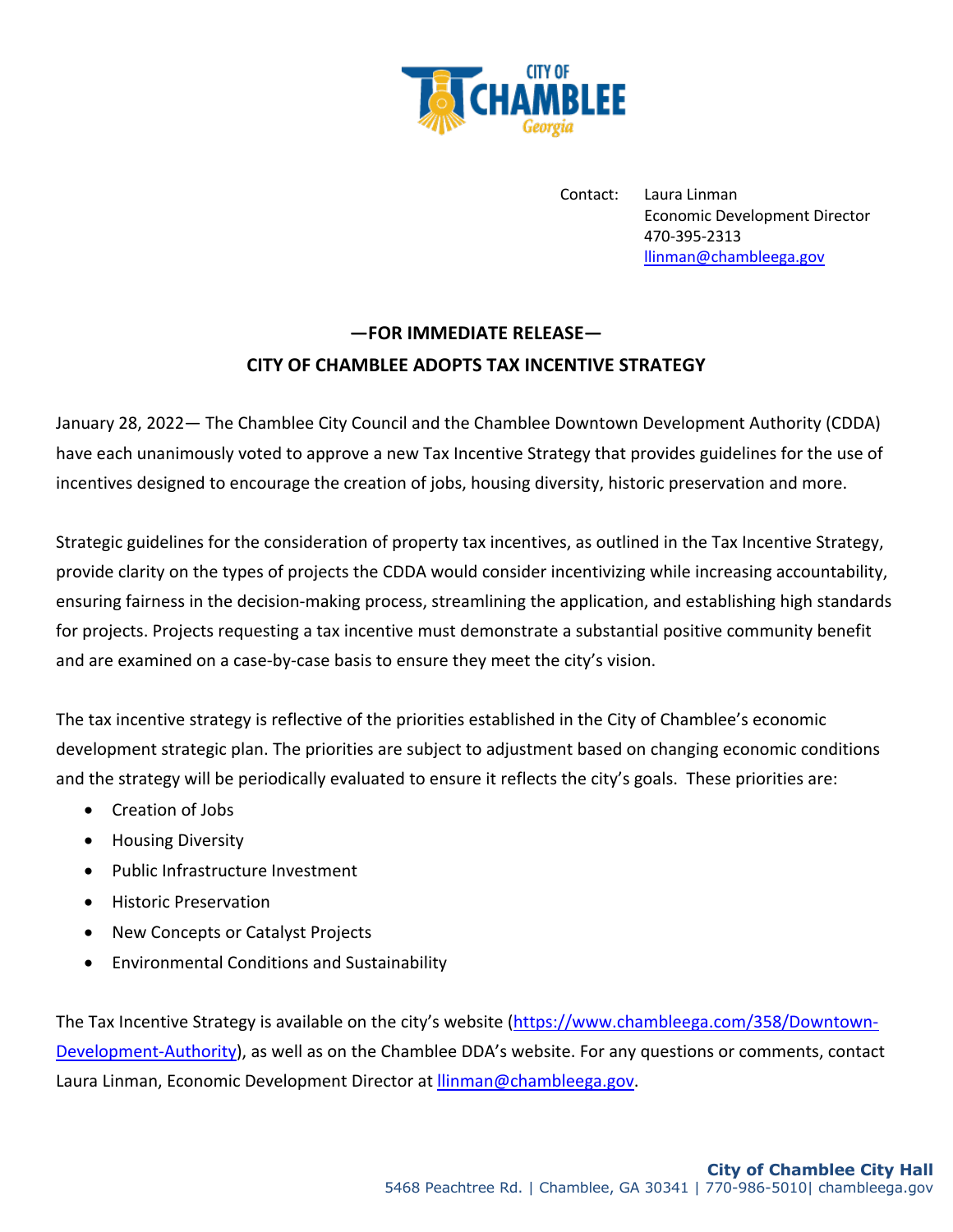CITY OF CHAMBLEE Georgia

Contact: Laura Linman
Economic Development Director
470-395-2313
llinman@chambleega.gov

## —FOR IMMEDIATE RELEASE—

## CITY OF CHAMBLEE ADOPTS TAX INCENTIVE STRATEGY

January 28, 2022— The Chamblee City Council and the Chamblee Downtown Development Authority (CDDA) have each unanimously voted to approve a new Tax Incentive Strategy that provides guidelines for the use of incentives designed to encourage the creation of jobs, housing diversity, historic preservation and more.

Strategic guidelines for the consideration of property tax incentives, as outlined in the Tax Incentive Strategy, provide clarity on the types of projects the CDDA would consider incentivizing while increasing accountability, ensuring fairness in the decision-making process, streamlining the application, and establishing high standards for projects. Projects requesting a tax incentive must demonstrate a substantial positive community benefit and are examined on a case-by-case basis to ensure they meet the city's vision.

The tax incentive strategy is reflective of the priorities established in the City of Chamblee's economic development strategic plan. The priorities are subject to adjustment based on changing economic conditions and the strategy will be periodically evaluated to ensure it reflects the city's goals. These priorities are:

- Creation of Jobs
- Housing Diversity
- Public Infrastructure Investment
- Historic Preservation
- New Concepts or Catalyst Projects
- Environmental Conditions and Sustainability

The Tax Incentive Strategy is available on the city's website (https://www.chambleega.com/358/Downtown-Development-Authority), as well as on the Chamblee DDA's website. For any questions or comments, contact Laura Linman, Economic Development Director at llinman@chambleega.gov.

**City of Chamblee City Hall**
5468 Peachtree Rd. | Chamblee, GA 30341 | 770-986-5010| chambleega.gov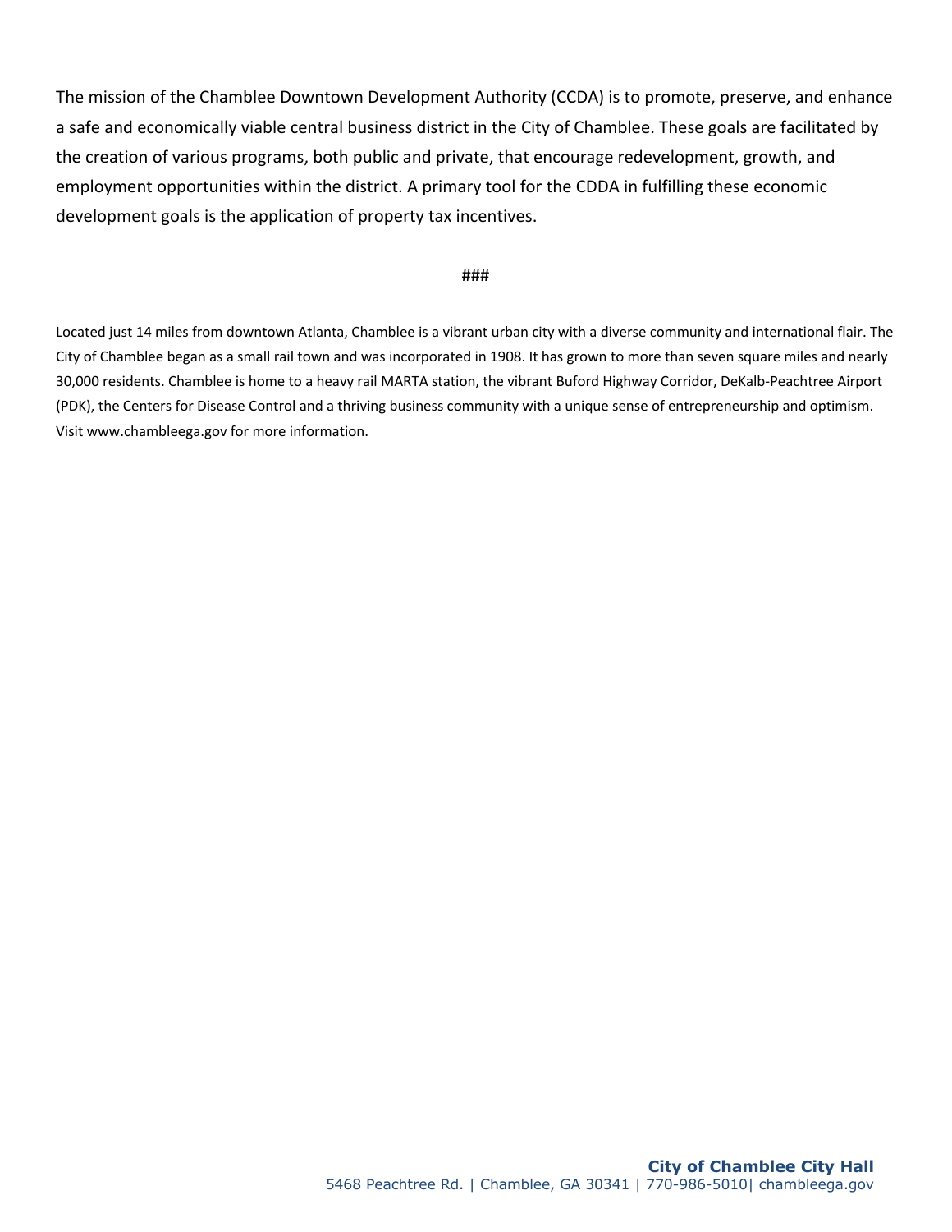The mission of the Chamblee Downtown Development Authority (CCDA) is to promote, preserve, and enhance a safe and economically viable central business district in the City of Chamblee. These goals are facilitated by the creation of various programs, both public and private, that encourage redevelopment, growth, and employment opportunities within the district. A primary tool for the CDDA in fulfilling these economic development goals is the application of property tax incentives.

###

Located just 14 miles from downtown Atlanta, Chamblee is a vibrant urban city with a diverse community and international flair. The City of Chamblee began as a small rail town and was incorporated in 1908. It has grown to more than seven square miles and nearly 30,000 residents. Chamblee is home to a heavy rail MARTA station, the vibrant Buford Highway Corridor, DeKalb-Peachtree Airport (PDK), the Centers for Disease Control and a thriving business community with a unique sense of entrepreneurship and optimism. Visit www.chambleega.gov for more information.

**City of Chamblee City Hall**
5468 Peachtree Rd. | Chamblee, GA 30341 | 770-986-5010| chambleega.gov